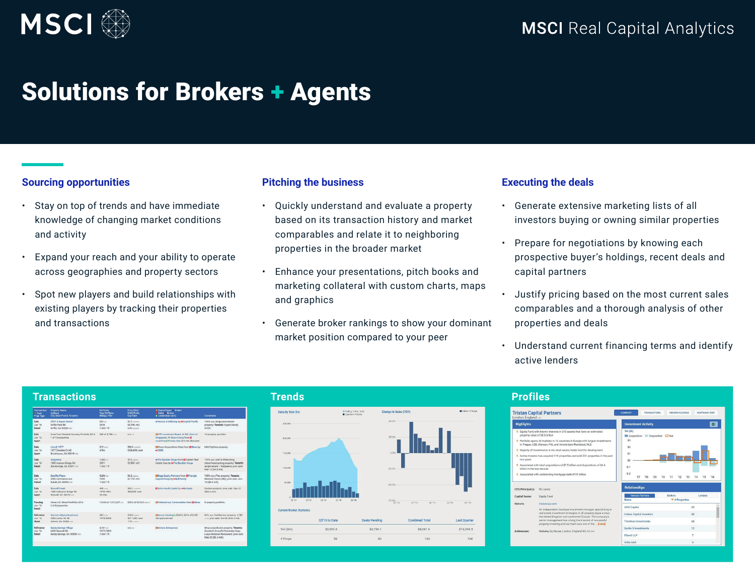MSCI

MSCI Real Capital Analytics

# Solutions for Brokers + Agents

### Sourcing opportunities

- Stay on top of trends and have immediate knowledge of changing market conditions and activity
- Expand your reach and your ability to operate across geographies and property sectors
- Spot new players and build relationships with existing players by tracking their properties and transactions

### Pitching the business

- Quickly understand and evaluate a property based on its transaction history and market comparables and relate it to neighboring properties in the broader market
- Enhance your presentations, pitch books and marketing collateral with custom charts, maps and graphics
- Generate broker rankings to show your dominant market position compared to your peer

### Executing the deals

- Generate extensive marketing lists of all investors buying or owning similar properties
- Prepare for negotiations by knowing each prospective buyer's holdings, recent deals and capital partners
- Justify pricing based on the most current sales comparables and a thorough analysis of other properties and deals
- Understand current financing terms and identify active lenders

## Transactions

## Trends

## Profiles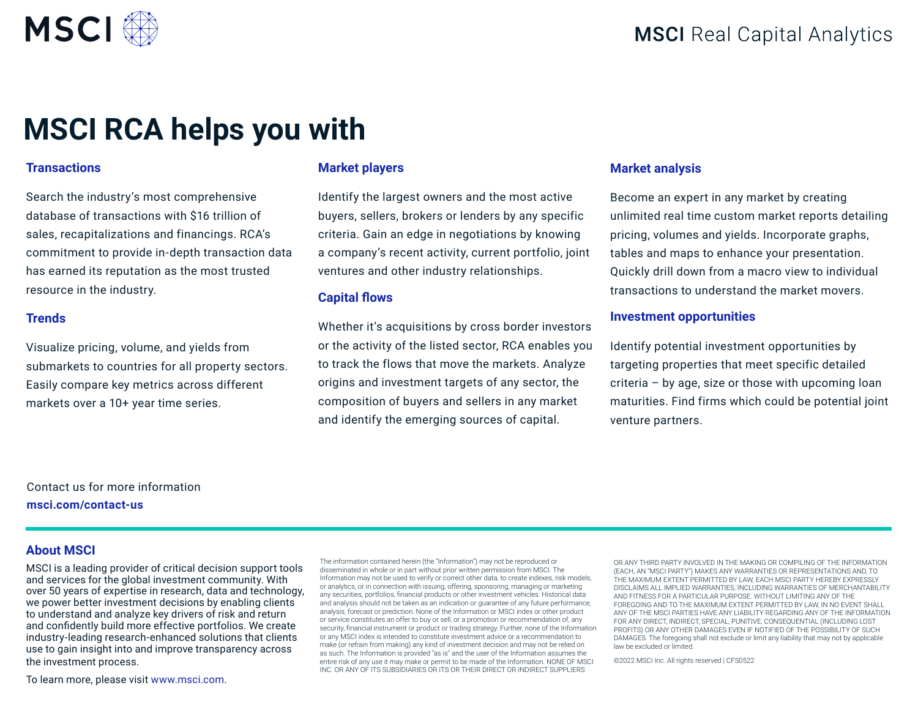# MSCI RCA helps you with

### Transactions

Search the industry's most comprehensive database of transactions with $16 trillion of sales, recapitalizations and financings. RCA's commitment to provide in-depth transaction data has earned its reputation as the most trusted resource in the industry.

### Trends

Visualize pricing, volume, and yields from submarkets to countries for all property sectors. Easily compare key metrics across different markets over a 10+ year time series.

### Market players

Identify the largest owners and the most active buyers, sellers, brokers or lenders by any specific criteria. Gain an edge in negotiations by knowing a company's recent activity, current portfolio, joint ventures and other industry relationships.

### Capital flows

Whether it's acquisitions by cross border investors or the activity of the listed sector, RCA enables you to track the flows that move the markets. Analyze origins and investment targets of any sector, the composition of buyers and sellers in any market and identify the emerging sources of capital.

### Market analysis

Become an expert in any market by creating unlimited real time custom market reports detailing pricing, volumes and yields. Incorporate graphs, tables and maps to enhance your presentation. Quickly drill down from a macro view to individual transactions to understand the market movers.

### Investment opportunities

Identify potential investment opportunities by targeting properties that meet specific detailed criteria – by age, size or those with upcoming loan maturities. Find firms which could be potential joint venture partners.

Contact us for more information
**msci.com/contact-us**

### About MSCI

MSCI is a leading provider of critical decision support tools and services for the global investment community. With over 50 years of expertise in research, data and technology, we power better investment decisions by enabling clients to understand and analyze key drivers of risk and return and confidently build more effective portfolios. We create industry-leading research-enhanced solutions that clients use to gain insight into and improve transparency across the investment process.

To learn more, please visit www.msci.com.

The information contained herein (the "Information") may not be reproduced or disseminated in whole or in part without prior written permission from MSCI. The Information may not be used to verify or correct other data, to create indexes, risk models, or analytics, or in connection with issuing, offering, sponsoring, managing or marketing any securities, portfolios, financial products or other investment vehicles. Historical data and analysis should not be taken as an indication or guarantee of any future performance, analysis, forecast or prediction. None of the Information or MSCI index or other product or service constitutes an offer to buy or sell, or a promotion or recommendation of, any security, financial instrument or product or trading strategy. Further, none of the Information or any MSCI index is intended to constitute investment advice or a recommendation to make (or refrain from making) any kind of investment decision and may not be relied on as such. The Information is provided "as is" and the user of the Information assumes the entire risk of any use it may make or permit to be made of the Information. NONE OF MSCI INC. OR ANY OF ITS SUBSIDIARIES OR ITS OR THEIR DIRECT OR INDIRECT SUPPLIERS OR ANY THIRD PARTY INVOLVED IN THE MAKING OR COMPILING OF THE INFORMATION (EACH, AN "MSCI PARTY") MAKES ANY WARRANTIES OR REPRESENTATIONS AND, TO THE MAXIMUM EXTENT PERMITTED BY LAW, EACH MSCI PARTY HEREBY EXPRESSLY DISCLAIMS ALL IMPLIED WARRANTIES, INCLUDING WARRANTIES OF MERCHANTABILITY AND FITNESS FOR A PARTICULAR PURPOSE. WITHOUT LIMITING ANY OF THE FOREGOING AND TO THE MAXIMUM EXTENT PERMITTED BY LAW, IN NO EVENT SHALL ANY OF THE MSCI PARTIES HAVE ANY LIABILITY REGARDING ANY OF THE INFORMATION FOR ANY DIRECT, INDIRECT, SPECIAL, PUNITIVE, CONSEQUENTIAL (INCLUDING LOST PROFITS) OR ANY OTHER DAMAGES EVEN IF NOTIFIED OF THE POSSIBILITY OF SUCH DAMAGES. The foregoing shall not exclude or limit any liability that may not by applicable law be excluded or limited.

©2022 MSCI Inc. All rights reserved | CFS0522